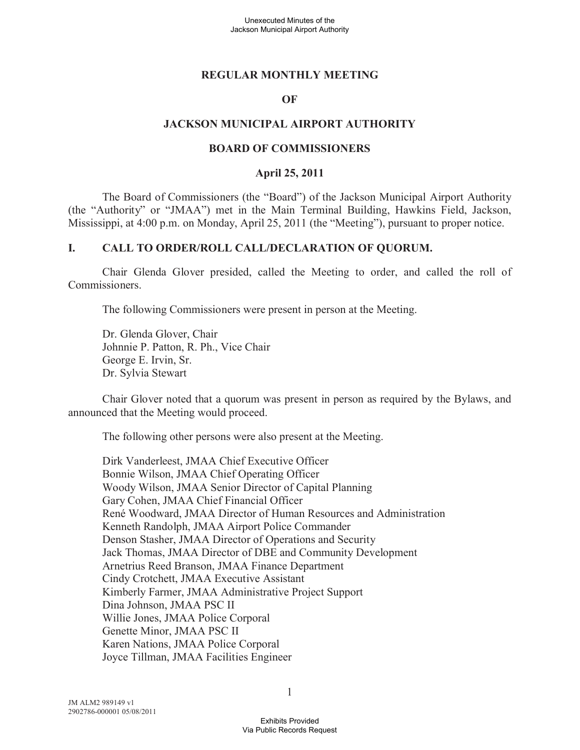# REGULAR MONTHLY MEETING

# OF

# JACKSON MUNICIPAL AIRPORT AUTHORITY

# BOARD OF COMMISSIONERS

## April 25, 2011

The Board of Commissioners (the "Board") of the Jackson Municipal Airport Authority (the "Authority" or "JMAA") met in the Main Terminal Building, Hawkins Field, Jackson, Mississippi, at 4:00 p.m. on Monday, April 25, 2011 (the "Meeting"), pursuant to proper notice.

## I. CALL TO ORDER/ROLL CALL/DECLARATION OF QUORUM.

Chair Glenda Glover presided, called the Meeting to order, and called the roll of Commissioners.

The following Commissioners were present in person at the Meeting.

Dr. Glenda Glover, Chair
Johnnie P. Patton, R. Ph., Vice Chair
George E. Irvin, Sr.
Dr. Sylvia Stewart

Chair Glover noted that a quorum was present in person as required by the Bylaws, and announced that the Meeting would proceed.

The following other persons were also present at the Meeting.

Dirk Vanderleest, JMAA Chief Executive Officer
Bonnie Wilson, JMAA Chief Operating Officer
Woody Wilson, JMAA Senior Director of Capital Planning
Gary Cohen, JMAA Chief Financial Officer
René Woodward, JMAA Director of Human Resources and Administration
Kenneth Randolph, JMAA Airport Police Commander
Denson Stasher, JMAA Director of Operations and Security
Jack Thomas, JMAA Director of DBE and Community Development
Arnetrius Reed Branson, JMAA Finance Department
Cindy Crotchett, JMAA Executive Assistant
Kimberly Farmer, JMAA Administrative Project Support
Dina Johnson, JMAA PSC II
Willie Jones, JMAA Police Corporal
Genette Minor, JMAA PSC II
Karen Nations, JMAA Police Corporal
Joyce Tillman, JMAA Facilities Engineer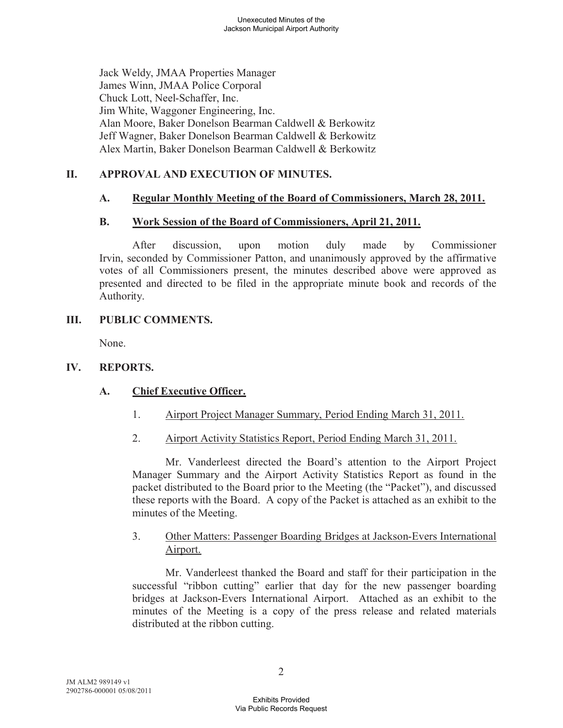Jack Weldy, JMAA Properties Manager
James Winn, JMAA Police Corporal
Chuck Lott, Neel-Schaffer, Inc.
Jim White, Waggoner Engineering, Inc.
Alan Moore, Baker Donelson Bearman Caldwell & Berkowitz
Jeff Wagner, Baker Donelson Bearman Caldwell & Berkowitz
Alex Martin, Baker Donelson Bearman Caldwell & Berkowitz

## II. APPROVAL AND EXECUTION OF MINUTES.

### A. Regular Monthly Meeting of the Board of Commissioners, March 28, 2011.

### B. Work Session of the Board of Commissioners, April 21, 2011.

After discussion, upon motion duly made by Commissioner Irvin, seconded by Commissioner Patton, and unanimously approved by the affirmative votes of all Commissioners present, the minutes described above were approved as presented and directed to be filed in the appropriate minute book and records of the Authority.

## III. PUBLIC COMMENTS.

None.

## IV. REPORTS.

### A. Chief Executive Officer.

1. Airport Project Manager Summary, Period Ending March 31, 2011.

2. Airport Activity Statistics Report, Period Ending March 31, 2011.

Mr. Vanderleest directed the Board's attention to the Airport Project Manager Summary and the Airport Activity Statistics Report as found in the packet distributed to the Board prior to the Meeting (the "Packet"), and discussed these reports with the Board. A copy of the Packet is attached as an exhibit to the minutes of the Meeting.

3. Other Matters: Passenger Boarding Bridges at Jackson-Evers International Airport.

Mr. Vanderleest thanked the Board and staff for their participation in the successful "ribbon cutting" earlier that day for the new passenger boarding bridges at Jackson-Evers International Airport. Attached as an exhibit to the minutes of the Meeting is a copy of the press release and related materials distributed at the ribbon cutting.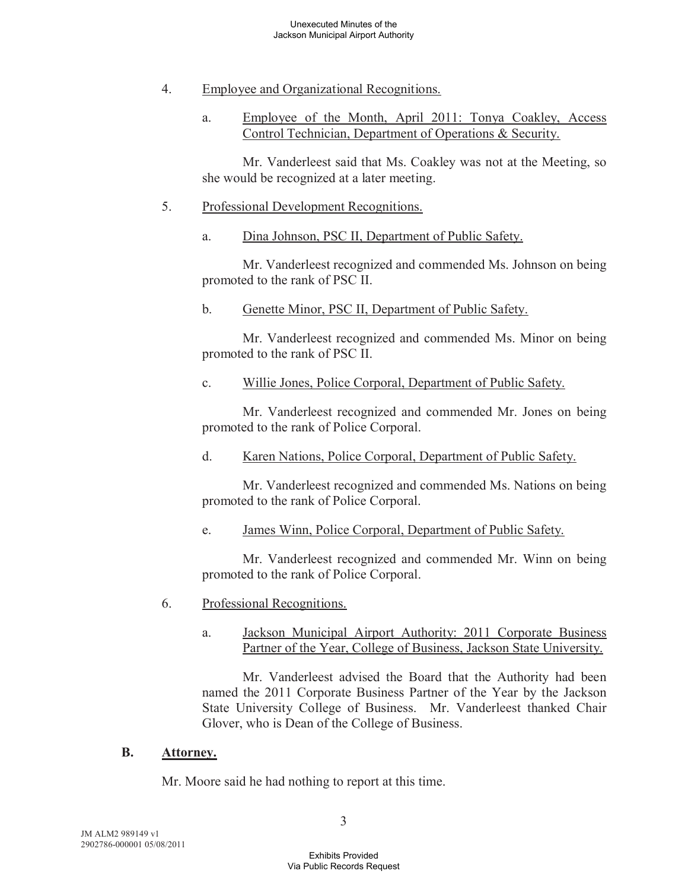4. Employee and Organizational Recognitions.

   a. Employee of the Month, April 2011: Tonya Coakley, Access Control Technician, Department of Operations & Security.

      Mr. Vanderleest said that Ms. Coakley was not at the Meeting, so she would be recognized at a later meeting.

5. Professional Development Recognitions.

   a. Dina Johnson, PSC II, Department of Public Safety.

      Mr. Vanderleest recognized and commended Ms. Johnson on being promoted to the rank of PSC II.

   b. Genette Minor, PSC II, Department of Public Safety.

      Mr. Vanderleest recognized and commended Ms. Minor on being promoted to the rank of PSC II.

   c. Willie Jones, Police Corporal, Department of Public Safety.

      Mr. Vanderleest recognized and commended Mr. Jones on being promoted to the rank of Police Corporal.

   d. Karen Nations, Police Corporal, Department of Public Safety.

      Mr. Vanderleest recognized and commended Ms. Nations on being promoted to the rank of Police Corporal.

   e. James Winn, Police Corporal, Department of Public Safety.

      Mr. Vanderleest recognized and commended Mr. Winn on being promoted to the rank of Police Corporal.

6. Professional Recognitions.

   a. Jackson Municipal Airport Authority: 2011 Corporate Business Partner of the Year, College of Business, Jackson State University.

      Mr. Vanderleest advised the Board that the Authority had been named the 2011 Corporate Business Partner of the Year by the Jackson State University College of Business. Mr. Vanderleest thanked Chair Glover, who is Dean of the College of Business.

**B. Attorney.**

Mr. Moore said he had nothing to report at this time.

JM ALM2 989149 v1
2902786-000001 05/08/2011

Exhibits Provided
Via Public Records Request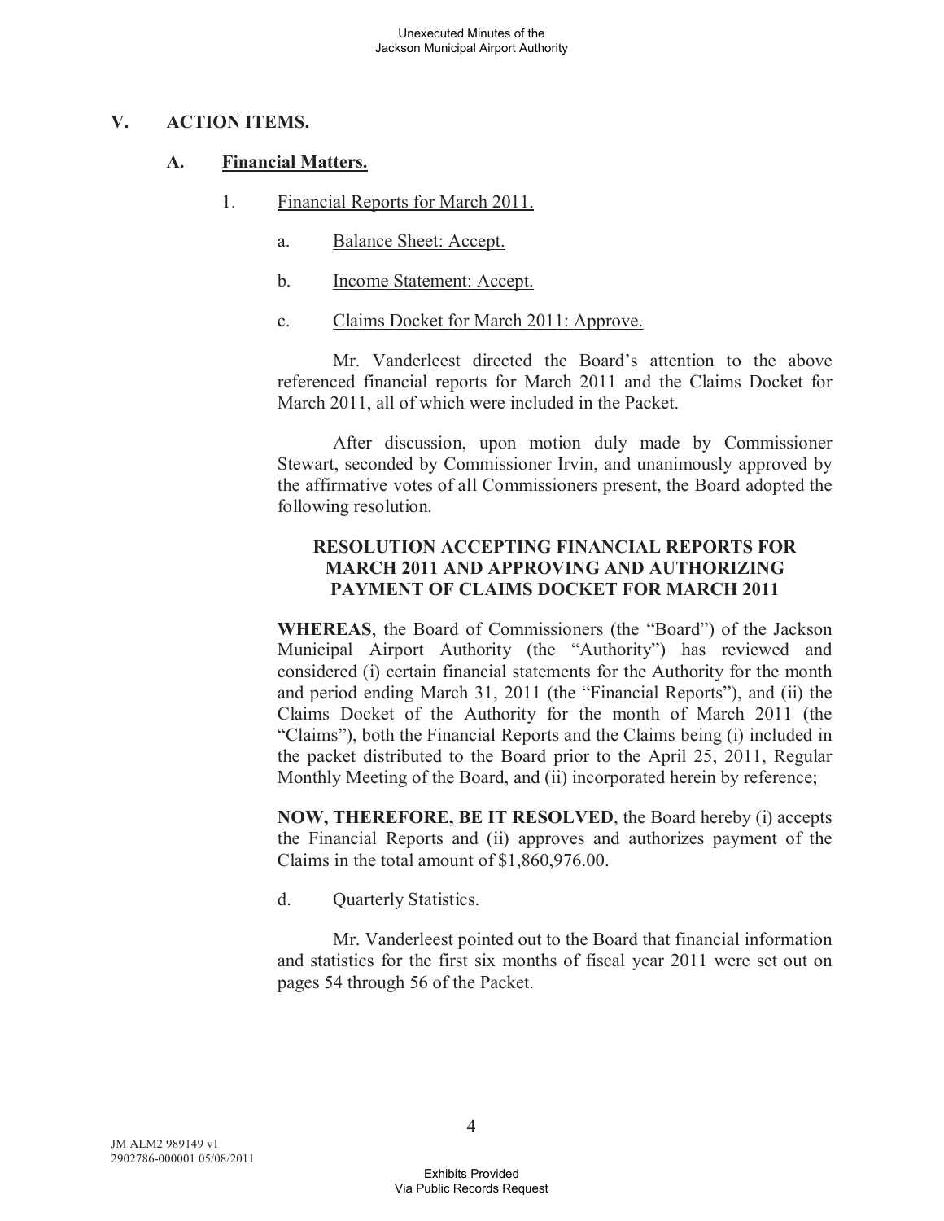## V. ACTION ITEMS.

### A. Financial Matters.

1. Financial Reports for March 2011.

   a. Balance Sheet: Accept.

   b. Income Statement: Accept.

   c. Claims Docket for March 2011: Approve.

Mr. Vanderleest directed the Board's attention to the above referenced financial reports for March 2011 and the Claims Docket for March 2011, all of which were included in the Packet.

After discussion, upon motion duly made by Commissioner Stewart, seconded by Commissioner Irvin, and unanimously approved by the affirmative votes of all Commissioners present, the Board adopted the following resolution.

**RESOLUTION ACCEPTING FINANCIAL REPORTS FOR MARCH 2011 AND APPROVING AND AUTHORIZING PAYMENT OF CLAIMS DOCKET FOR MARCH 2011**

**WHEREAS**, the Board of Commissioners (the "Board") of the Jackson Municipal Airport Authority (the "Authority") has reviewed and considered (i) certain financial statements for the Authority for the month and period ending March 31, 2011 (the "Financial Reports"), and (ii) the Claims Docket of the Authority for the month of March 2011 (the "Claims"), both the Financial Reports and the Claims being (i) included in the packet distributed to the Board prior to the April 25, 2011, Regular Monthly Meeting of the Board, and (ii) incorporated herein by reference;

**NOW, THEREFORE, BE IT RESOLVED**, the Board hereby (i) accepts the Financial Reports and (ii) approves and authorizes payment of the Claims in the total amount of $1,860,976.00.

   d. Quarterly Statistics.

Mr. Vanderleest pointed out to the Board that financial information and statistics for the first six months of fiscal year 2011 were set out on pages 54 through 56 of the Packet.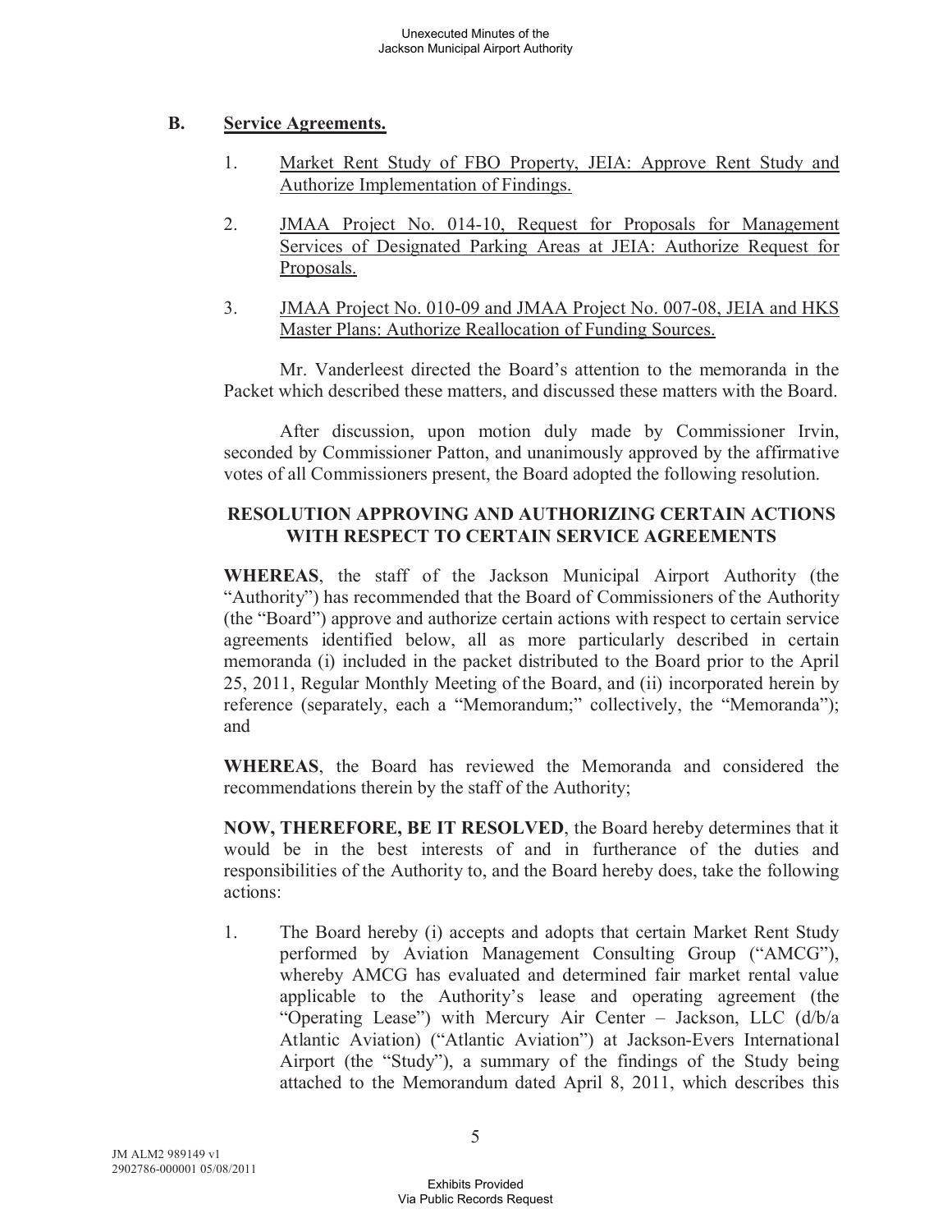## B. Service Agreements.

1. Market Rent Study of FBO Property, JEIA: Approve Rent Study and Authorize Implementation of Findings.

2. JMAA Project No. 014-10, Request for Proposals for Management Services of Designated Parking Areas at JEIA: Authorize Request for Proposals.

3. JMAA Project No. 010-09 and JMAA Project No. 007-08, JEIA and HKS Master Plans: Authorize Reallocation of Funding Sources.

Mr. Vanderleest directed the Board's attention to the memoranda in the Packet which described these matters, and discussed these matters with the Board.

After discussion, upon motion duly made by Commissioner Irvin, seconded by Commissioner Patton, and unanimously approved by the affirmative votes of all Commissioners present, the Board adopted the following resolution.

**RESOLUTION APPROVING AND AUTHORIZING CERTAIN ACTIONS WITH RESPECT TO CERTAIN SERVICE AGREEMENTS**

**WHEREAS**, the staff of the Jackson Municipal Airport Authority (the "Authority") has recommended that the Board of Commissioners of the Authority (the "Board") approve and authorize certain actions with respect to certain service agreements identified below, all as more particularly described in certain memoranda (i) included in the packet distributed to the Board prior to the April 25, 2011, Regular Monthly Meeting of the Board, and (ii) incorporated herein by reference (separately, each a "Memorandum;" collectively, the "Memoranda"); and

**WHEREAS**, the Board has reviewed the Memoranda and considered the recommendations therein by the staff of the Authority;

**NOW, THEREFORE, BE IT RESOLVED**, the Board hereby determines that it would be in the best interests of and in furtherance of the duties and responsibilities of the Authority to, and the Board hereby does, take the following actions:

1. The Board hereby (i) accepts and adopts that certain Market Rent Study performed by Aviation Management Consulting Group ("AMCG"), whereby AMCG has evaluated and determined fair market rental value applicable to the Authority's lease and operating agreement (the "Operating Lease") with Mercury Air Center – Jackson, LLC (d/b/a Atlantic Aviation) ("Atlantic Aviation") at Jackson-Evers International Airport (the "Study"), a summary of the findings of the Study being attached to the Memorandum dated April 8, 2011, which describes this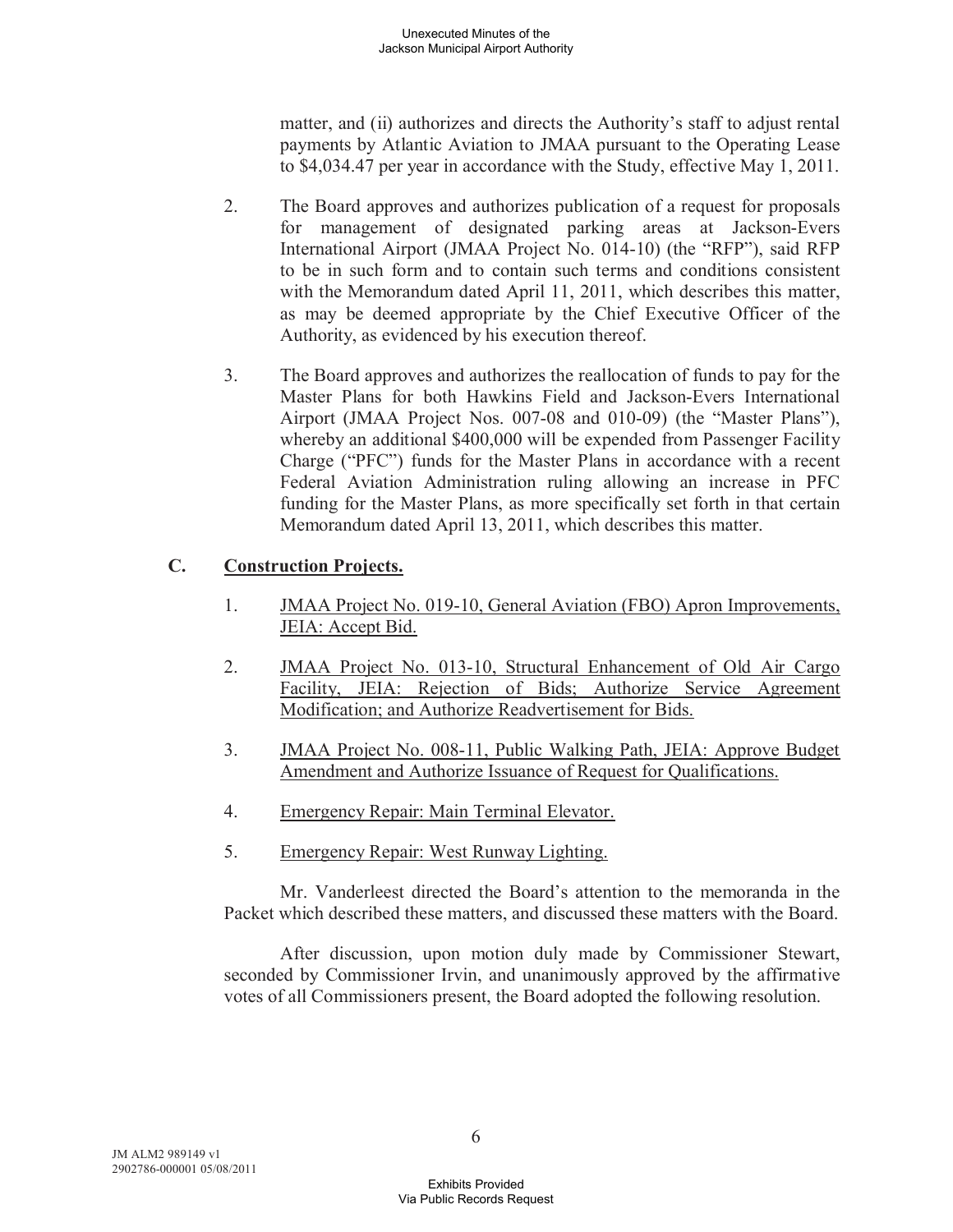matter, and (ii) authorizes and directs the Authority's staff to adjust rental payments by Atlantic Aviation to JMAA pursuant to the Operating Lease to $4,034.47 per year in accordance with the Study, effective May 1, 2011.

2. The Board approves and authorizes publication of a request for proposals for management of designated parking areas at Jackson-Evers International Airport (JMAA Project No. 014-10) (the "RFP"), said RFP to be in such form and to contain such terms and conditions consistent with the Memorandum dated April 11, 2011, which describes this matter, as may be deemed appropriate by the Chief Executive Officer of the Authority, as evidenced by his execution thereof.

3. The Board approves and authorizes the reallocation of funds to pay for the Master Plans for both Hawkins Field and Jackson-Evers International Airport (JMAA Project Nos. 007-08 and 010-09) (the "Master Plans"), whereby an additional $400,000 will be expended from Passenger Facility Charge ("PFC") funds for the Master Plans in accordance with a recent Federal Aviation Administration ruling allowing an increase in PFC funding for the Master Plans, as more specifically set forth in that certain Memorandum dated April 13, 2011, which describes this matter.

### C. Construction Projects.

1. JMAA Project No. 019-10, General Aviation (FBO) Apron Improvements, JEIA: Accept Bid.

2. JMAA Project No. 013-10, Structural Enhancement of Old Air Cargo Facility, JEIA: Rejection of Bids; Authorize Service Agreement Modification; and Authorize Readvertisement for Bids.

3. JMAA Project No. 008-11, Public Walking Path, JEIA: Approve Budget Amendment and Authorize Issuance of Request for Qualifications.

4. Emergency Repair: Main Terminal Elevator.

5. Emergency Repair: West Runway Lighting.

Mr. Vanderleest directed the Board's attention to the memoranda in the Packet which described these matters, and discussed these matters with the Board.

After discussion, upon motion duly made by Commissioner Stewart, seconded by Commissioner Irvin, and unanimously approved by the affirmative votes of all Commissioners present, the Board adopted the following resolution.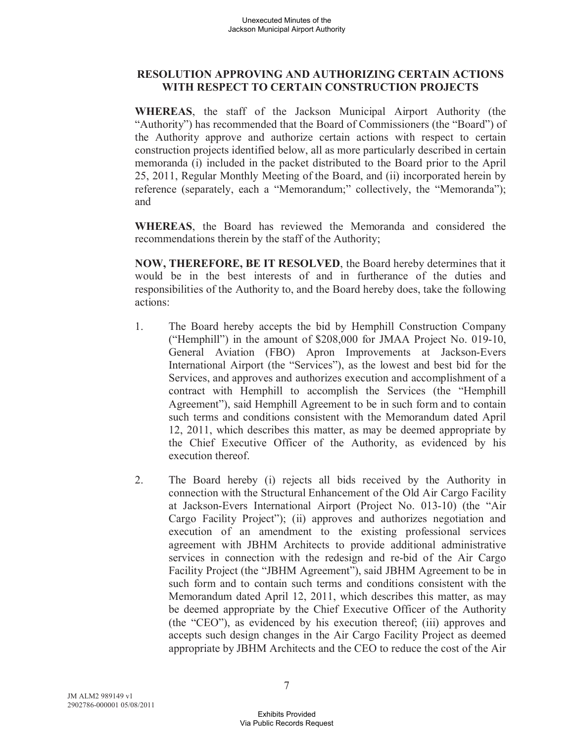## RESOLUTION APPROVING AND AUTHORIZING CERTAIN ACTIONS WITH RESPECT TO CERTAIN CONSTRUCTION PROJECTS

**WHEREAS**, the staff of the Jackson Municipal Airport Authority (the "Authority") has recommended that the Board of Commissioners (the "Board") of the Authority approve and authorize certain actions with respect to certain construction projects identified below, all as more particularly described in certain memoranda (i) included in the packet distributed to the Board prior to the April 25, 2011, Regular Monthly Meeting of the Board, and (ii) incorporated herein by reference (separately, each a "Memorandum;" collectively, the "Memoranda"); and

**WHEREAS**, the Board has reviewed the Memoranda and considered the recommendations therein by the staff of the Authority;

**NOW, THEREFORE, BE IT RESOLVED**, the Board hereby determines that it would be in the best interests of and in furtherance of the duties and responsibilities of the Authority to, and the Board hereby does, take the following actions:

1. The Board hereby accepts the bid by Hemphill Construction Company ("Hemphill") in the amount of $208,000 for JMAA Project No. 019-10, General Aviation (FBO) Apron Improvements at Jackson-Evers International Airport (the "Services"), as the lowest and best bid for the Services, and approves and authorizes execution and accomplishment of a contract with Hemphill to accomplish the Services (the "Hemphill Agreement"), said Hemphill Agreement to be in such form and to contain such terms and conditions consistent with the Memorandum dated April 12, 2011, which describes this matter, as may be deemed appropriate by the Chief Executive Officer of the Authority, as evidenced by his execution thereof.

2. The Board hereby (i) rejects all bids received by the Authority in connection with the Structural Enhancement of the Old Air Cargo Facility at Jackson-Evers International Airport (Project No. 013-10) (the "Air Cargo Facility Project"); (ii) approves and authorizes negotiation and execution of an amendment to the existing professional services agreement with JBHM Architects to provide additional administrative services in connection with the redesign and re-bid of the Air Cargo Facility Project (the "JBHM Agreement"), said JBHM Agreement to be in such form and to contain such terms and conditions consistent with the Memorandum dated April 12, 2011, which describes this matter, as may be deemed appropriate by the Chief Executive Officer of the Authority (the "CEO"), as evidenced by his execution thereof; (iii) approves and accepts such design changes in the Air Cargo Facility Project as deemed appropriate by JBHM Architects and the CEO to reduce the cost of the Air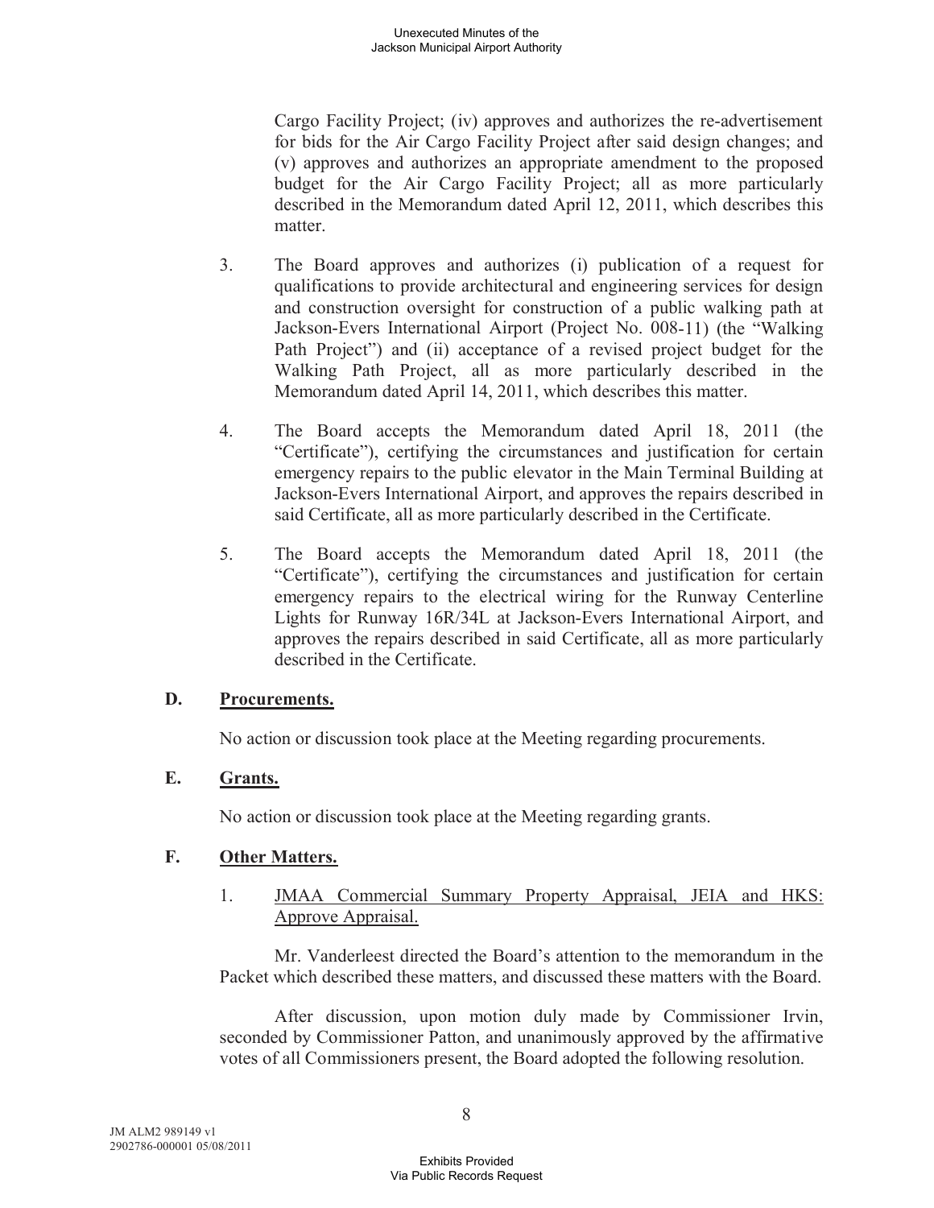Cargo Facility Project; (iv) approves and authorizes the re-advertisement for bids for the Air Cargo Facility Project after said design changes; and (v) approves and authorizes an appropriate amendment to the proposed budget for the Air Cargo Facility Project; all as more particularly described in the Memorandum dated April 12, 2011, which describes this matter.

3. The Board approves and authorizes (i) publication of a request for qualifications to provide architectural and engineering services for design and construction oversight for construction of a public walking path at Jackson-Evers International Airport (Project No. 008-11) (the "Walking Path Project") and (ii) acceptance of a revised project budget for the Walking Path Project, all as more particularly described in the Memorandum dated April 14, 2011, which describes this matter.

4. The Board accepts the Memorandum dated April 18, 2011 (the "Certificate"), certifying the circumstances and justification for certain emergency repairs to the public elevator in the Main Terminal Building at Jackson-Evers International Airport, and approves the repairs described in said Certificate, all as more particularly described in the Certificate.

5. The Board accepts the Memorandum dated April 18, 2011 (the "Certificate"), certifying the circumstances and justification for certain emergency repairs to the electrical wiring for the Runway Centerline Lights for Runway 16R/34L at Jackson-Evers International Airport, and approves the repairs described in said Certificate, all as more particularly described in the Certificate.

### D. Procurements.

No action or discussion took place at the Meeting regarding procurements.

### E. Grants.

No action or discussion took place at the Meeting regarding grants.

### F. Other Matters.

1. JMAA Commercial Summary Property Appraisal, JEIA and HKS: Approve Appraisal.

Mr. Vanderleest directed the Board's attention to the memorandum in the Packet which described these matters, and discussed these matters with the Board.

After discussion, upon motion duly made by Commissioner Irvin, seconded by Commissioner Patton, and unanimously approved by the affirmative votes of all Commissioners present, the Board adopted the following resolution.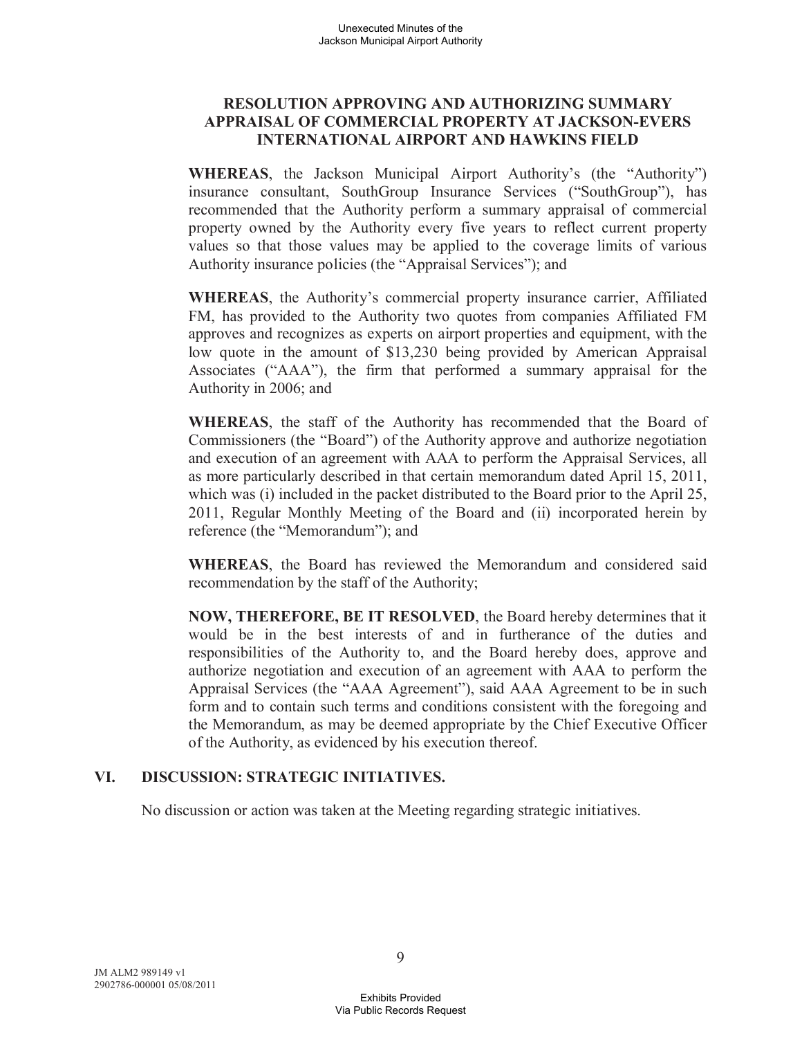**RESOLUTION APPROVING AND AUTHORIZING SUMMARY APPRAISAL OF COMMERCIAL PROPERTY AT JACKSON-EVERS INTERNATIONAL AIRPORT AND HAWKINS FIELD**

**WHEREAS**, the Jackson Municipal Airport Authority's (the "Authority") insurance consultant, SouthGroup Insurance Services ("SouthGroup"), has recommended that the Authority perform a summary appraisal of commercial property owned by the Authority every five years to reflect current property values so that those values may be applied to the coverage limits of various Authority insurance policies (the "Appraisal Services"); and

**WHEREAS**, the Authority's commercial property insurance carrier, Affiliated FM, has provided to the Authority two quotes from companies Affiliated FM approves and recognizes as experts on airport properties and equipment, with the low quote in the amount of $13,230 being provided by American Appraisal Associates ("AAA"), the firm that performed a summary appraisal for the Authority in 2006; and

**WHEREAS**, the staff of the Authority has recommended that the Board of Commissioners (the "Board") of the Authority approve and authorize negotiation and execution of an agreement with AAA to perform the Appraisal Services, all as more particularly described in that certain memorandum dated April 15, 2011, which was (i) included in the packet distributed to the Board prior to the April 25, 2011, Regular Monthly Meeting of the Board and (ii) incorporated herein by reference (the "Memorandum"); and

**WHEREAS**, the Board has reviewed the Memorandum and considered said recommendation by the staff of the Authority;

**NOW, THEREFORE, BE IT RESOLVED**, the Board hereby determines that it would be in the best interests of and in furtherance of the duties and responsibilities of the Authority to, and the Board hereby does, approve and authorize negotiation and execution of an agreement with AAA to perform the Appraisal Services (the "AAA Agreement"), said AAA Agreement to be in such form and to contain such terms and conditions consistent with the foregoing and the Memorandum, as may be deemed appropriate by the Chief Executive Officer of the Authority, as evidenced by his execution thereof.

## VI. DISCUSSION: STRATEGIC INITIATIVES.

No discussion or action was taken at the Meeting regarding strategic initiatives.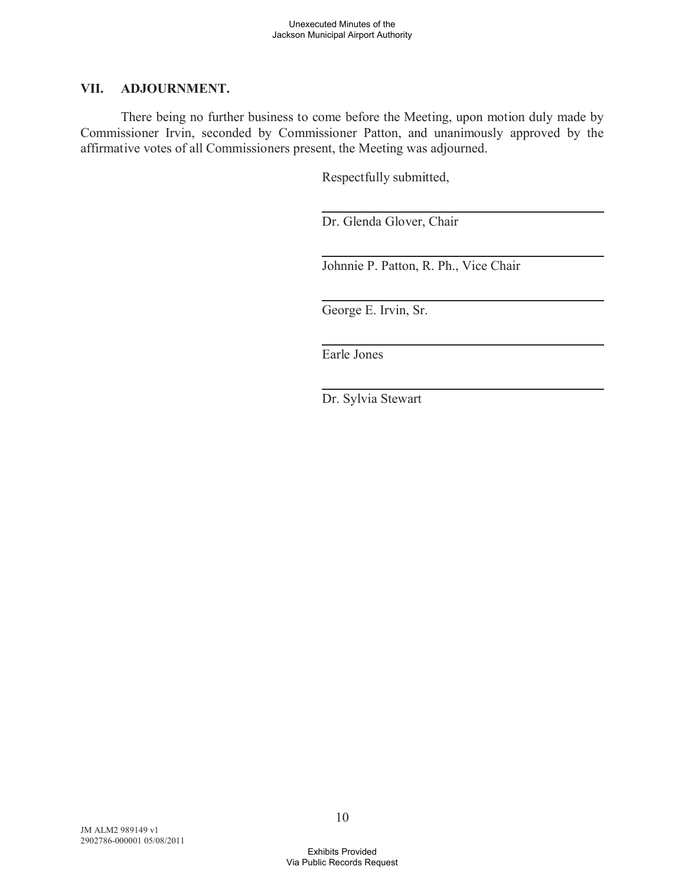## VII. ADJOURNMENT.

There being no further business to come before the Meeting, upon motion duly made by Commissioner Irvin, seconded by Commissioner Patton, and unanimously approved by the affirmative votes of all Commissioners present, the Meeting was adjourned.

Respectfully submitted,

\_\_\_\_\_\_\_\_\_\_\_\_\_\_\_\_\_\_\_\_\_\_\_\_\_\_\_\_\_\_\_\_\_\_\_\_\_\_\_\_
Dr. Glenda Glover, Chair

\_\_\_\_\_\_\_\_\_\_\_\_\_\_\_\_\_\_\_\_\_\_\_\_\_\_\_\_\_\_\_\_\_\_\_\_\_\_\_\_
Johnnie P. Patton, R. Ph., Vice Chair

\_\_\_\_\_\_\_\_\_\_\_\_\_\_\_\_\_\_\_\_\_\_\_\_\_\_\_\_\_\_\_\_\_\_\_\_\_\_\_\_
George E. Irvin, Sr.

\_\_\_\_\_\_\_\_\_\_\_\_\_\_\_\_\_\_\_\_\_\_\_\_\_\_\_\_\_\_\_\_\_\_\_\_\_\_\_\_
Earle Jones

\_\_\_\_\_\_\_\_\_\_\_\_\_\_\_\_\_\_\_\_\_\_\_\_\_\_\_\_\_\_\_\_\_\_\_\_\_\_\_\_
Dr. Sylvia Stewart

JM ALM2 989149 v1
2902786-000001 05/08/2011